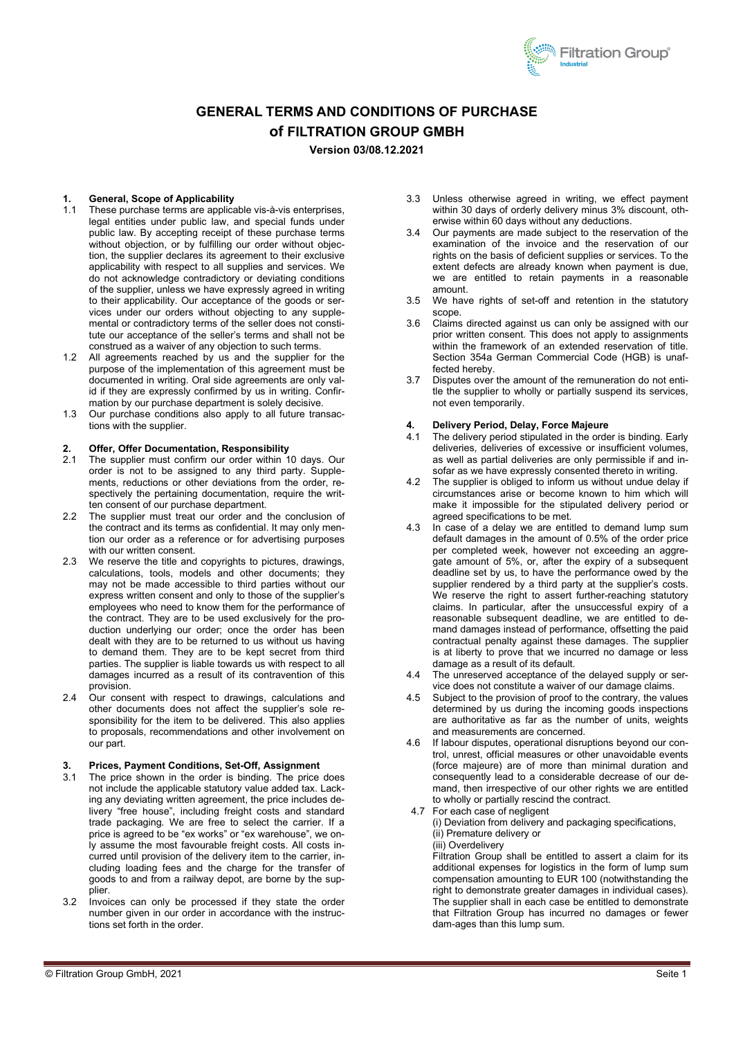# GENERAL TERMS AND CONDITIONS OF PURCHASE of FILTRATION GROUP GMBH

**Version 03/08.12.2021**

## 1. General, Scope of Applicability

1.1 These purchase terms are applicable vis-à-vis enterprises, legal entities under public law, and special funds under public law. By accepting receipt of these purchase terms without objection, or by fulfilling our order without objection, the supplier declares its agreement to their exclusive applicability with respect to all supplies and services. We do not acknowledge contradictory or deviating conditions of the supplier, unless we have expressly agreed in writing to their applicability. Our acceptance of the goods or services under our orders without objecting to any supplemental or contradictory terms of the seller does not constitute our acceptance of the seller's terms and shall not be construed as a waiver of any objection to such terms.

1.2 All agreements reached by us and the supplier for the purpose of the implementation of this agreement must be documented in writing. Oral side agreements are only valid if they are expressly confirmed by us in writing. Confirmation by our purchase department is solely decisive.

1.3 Our purchase conditions also apply to all future transactions with the supplier.

## 2. Offer, Offer Documentation, Responsibility

2.1 The supplier must confirm our order within 10 days. Our order is not to be assigned to any third party. Supplements, reductions or other deviations from the order, respectively the pertaining documentation, require the written consent of our purchase department.

2.2 The supplier must treat our order and the conclusion of the contract and its terms as confidential. It may only mention our order as a reference or for advertising purposes with our written consent.

2.3 We reserve the title and copyrights to pictures, drawings, calculations, tools, models and other documents; they may not be made accessible to third parties without our express written consent and only to those of the supplier's employees who need to know them for the performance of the contract. They are to be used exclusively for the production underlying our order; once the order has been dealt with they are to be returned to us without us having to demand them. They are to be kept secret from third parties. The supplier is liable towards us with respect to all damages incurred as a result of its contravention of this provision.

2.4 Our consent with respect to drawings, calculations and other documents does not affect the supplier's sole responsibility for the item to be delivered. This also applies to proposals, recommendations and other involvement on our part.

## 3. Prices, Payment Conditions, Set-Off, Assignment

3.1 The price shown in the order is binding. The price does not include the applicable statutory value added tax. Lacking any deviating written agreement, the price includes delivery "free house", including freight costs and standard trade packaging. We are free to select the carrier. If a price is agreed to be "ex works" or "ex warehouse", we only assume the most favourable freight costs. All costs incurred until provision of the delivery item to the carrier, including loading fees and the charge for the transfer of goods to and from a railway depot, are borne by the supplier.

3.2 Invoices can only be processed if they state the order number given in our order in accordance with the instructions set forth in the order.

3.3 Unless otherwise agreed in writing, we effect payment within 30 days of orderly delivery minus 3% discount, otherwise within 60 days without any deductions.

3.4 Our payments are made subject to the reservation of the examination of the invoice and the reservation of our rights on the basis of deficient supplies or services. To the extent defects are already known when payment is due, we are entitled to retain payments in a reasonable amount.

3.5 We have rights of set-off and retention in the statutory scope.

3.6 Claims directed against us can only be assigned with our prior written consent. This does not apply to assignments within the framework of an extended reservation of title. Section 354a German Commercial Code (HGB) is unaffected hereby.

3.7 Disputes over the amount of the remuneration do not entitle the supplier to wholly or partially suspend its services, not even temporarily.

## 4. Delivery Period, Delay, Force Majeure

4.1 The delivery period stipulated in the order is binding. Early deliveries, deliveries of excessive or insufficient volumes, as well as partial deliveries are only permissible if and insofar as we have expressly consented thereto in writing.

4.2 The supplier is obliged to inform us without undue delay if circumstances arise or become known to him which will make it impossible for the stipulated delivery period or agreed specifications to be met.

4.3 In case of a delay we are entitled to demand lump sum default damages in the amount of 0.5% of the order price per completed week, however not exceeding an aggregate amount of 5%, or, after the expiry of a subsequent deadline set by us, to have the performance owed by the supplier rendered by a third party at the supplier's costs. We reserve the right to assert further-reaching statutory claims. In particular, after the unsuccessful expiry of a reasonable subsequent deadline, we are entitled to demand damages instead of performance, offsetting the paid contractual penalty against these damages. The supplier is at liberty to prove that we incurred no damage or less damage as a result of its default.

4.4 The unreserved acceptance of the delayed supply or service does not constitute a waiver of our damage claims.

4.5 Subject to the provision of proof to the contrary, the values determined by us during the incoming goods inspections are authoritative as far as the number of units, weights and measurements are concerned.

4.6 If labour disputes, operational disruptions beyond our control, unrest, official measures or other unavoidable events (force majeure) are of more than minimal duration and consequently lead to a considerable decrease of our demand, then irrespective of our other rights we are entitled to wholly or partially rescind the contract.

4.7 For each case of negligent
(i) Deviation from delivery and packaging specifications,
(ii) Premature delivery or
(iii) Overdelivery
Filtration Group shall be entitled to assert a claim for its additional expenses for logistics in the form of lump sum compensation amounting to EUR 100 (notwithstanding the right to demonstrate greater damages in individual cases). The supplier shall in each case be entitled to demonstrate that Filtration Group has incurred no damages or fewer dam-ages than this lump sum.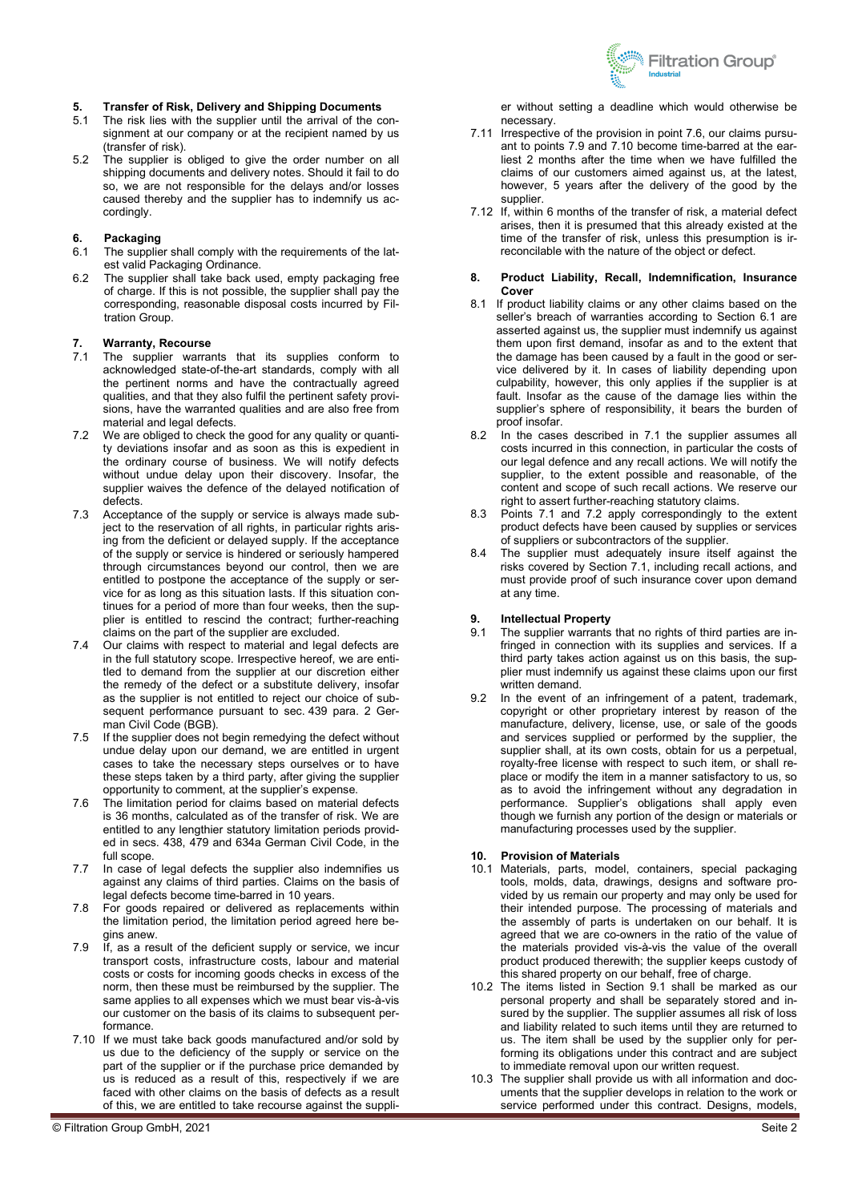## 5. Transfer of Risk, Delivery and Shipping Documents

5.1 The risk lies with the supplier until the arrival of the consignment at our company or at the recipient named by us (transfer of risk).

5.2 The supplier is obliged to give the order number on all shipping documents and delivery notes. Should it fail to do so, we are not responsible for the delays and/or losses caused thereby and the supplier has to indemnify us accordingly.

## 6. Packaging

6.1 The supplier shall comply with the requirements of the latest valid Packaging Ordinance.

6.2 The supplier shall take back used, empty packaging free of charge. If this is not possible, the supplier shall pay the corresponding, reasonable disposal costs incurred by Filtration Group.

## 7. Warranty, Recourse

7.1 The supplier warrants that its supplies conform to acknowledged state-of-the-art standards, comply with all the pertinent norms and have the contractually agreed qualities, and that they also fulfil the pertinent safety provisions, have the warranted qualities and are also free from material and legal defects.

7.2 We are obliged to check the good for any quality or quantity deviations insofar and as soon as this is expedient in the ordinary course of business. We will notify defects without undue delay upon their discovery. Insofar, the supplier waives the defence of the delayed notification of defects.

7.3 Acceptance of the supply or service is always made subject to the reservation of all rights, in particular rights arising from the deficient or delayed supply. If the acceptance of the supply or service is hindered or seriously hampered through circumstances beyond our control, then we are entitled to postpone the acceptance of the supply or service for as long as this situation lasts. If this situation continues for a period of more than four weeks, then the supplier is entitled to rescind the contract; further-reaching claims on the part of the supplier are excluded.

7.4 Our claims with respect to material and legal defects are in the full statutory scope. Irrespective hereof, we are entitled to demand from the supplier at our discretion either the remedy of the defect or a substitute delivery, insofar as the supplier is not entitled to reject our choice of subsequent performance pursuant to sec. 439 para. 2 German Civil Code (BGB).

7.5 If the supplier does not begin remedying the defect without undue delay upon our demand, we are entitled in urgent cases to take the necessary steps ourselves or to have these steps taken by a third party, after giving the supplier opportunity to comment, at the supplier's expense.

7.6 The limitation period for claims based on material defects is 36 months, calculated as of the transfer of risk. We are entitled to any lengthier statutory limitation periods provided in secs. 438, 479 and 634a German Civil Code, in the full scope.

7.7 In case of legal defects the supplier also indemnifies us against any claims of third parties. Claims on the basis of legal defects become time-barred in 10 years.

7.8 For goods repaired or delivered as replacements within the limitation period, the limitation period agreed here begins anew.

7.9 If, as a result of the deficient supply or service, we incur transport costs, infrastructure costs, labour and material costs or costs for incoming goods checks in excess of the norm, then these must be reimbursed by the supplier. The same applies to all expenses which we must bear vis-à-vis our customer on the basis of its claims to subsequent performance.

7.10 If we must take back goods manufactured and/or sold by us due to the deficiency of the supply or service on the part of the supplier or if the purchase price demanded by us is reduced as a result of this, respectively if we are faced with other claims on the basis of defects as a result of this, we are entitled to take recourse against the supplier without setting a deadline which would otherwise be necessary.

7.11 Irrespective of the provision in point 7.6, our claims pursuant to points 7.9 and 7.10 become time-barred at the earliest 2 months after the time when we have fulfilled the claims of our customers aimed against us, at the latest, however, 5 years after the delivery of the good by the supplier.

7.12 If, within 6 months of the transfer of risk, a material defect arises, then it is presumed that this already existed at the time of the transfer of risk, unless this presumption is irreconcilable with the nature of the object or defect.

## 8. Product Liability, Recall, Indemnification, Insurance Cover

8.1 If product liability claims or any other claims based on the seller's breach of warranties according to Section 6.1 are asserted against us, the supplier must indemnify us against them upon first demand, insofar as and to the extent that the damage has been caused by a fault in the good or service delivered by it. In cases of liability depending upon culpability, however, this only applies if the supplier is at fault. Insofar as the cause of the damage lies within the supplier's sphere of responsibility, it bears the burden of proof insofar.

8.2 In the cases described in 7.1 the supplier assumes all costs incurred in this connection, in particular the costs of our legal defence and any recall actions. We will notify the supplier, to the extent possible and reasonable, of the content and scope of such recall actions. We reserve our right to assert further-reaching statutory claims.

8.3 Points 7.1 and 7.2 apply correspondingly to the extent product defects have been caused by supplies or services of suppliers or subcontractors of the supplier.

8.4 The supplier must adequately insure itself against the risks covered by Section 7.1, including recall actions, and must provide proof of such insurance cover upon demand at any time.

## 9. Intellectual Property

9.1 The supplier warrants that no rights of third parties are infringed in connection with its supplies and services. If a third party takes action against us on this basis, the supplier must indemnify us against these claims upon our first written demand.

9.2 In the event of an infringement of a patent, trademark, copyright or other proprietary interest by reason of the manufacture, delivery, license, use, or sale of the goods and services supplied or performed by the supplier, the supplier shall, at its own costs, obtain for us a perpetual, royalty-free license with respect to such item, or shall replace or modify the item in a manner satisfactory to us, so as to avoid the infringement without any degradation in performance. Supplier's obligations shall apply even though we furnish any portion of the design or materials or manufacturing processes used by the supplier.

## 10. Provision of Materials

10.1 Materials, parts, model, containers, special packaging tools, molds, data, drawings, designs and software provided by us remain our property and may only be used for their intended purpose. The processing of materials and the assembly of parts is undertaken on our behalf. It is agreed that we are co-owners in the ratio of the value of the materials provided vis-à-vis the value of the overall product produced therewith; the supplier keeps custody of this shared property on our behalf, free of charge.

10.2 The items listed in Section 9.1 shall be marked as our personal property and shall be separately stored and insured by the supplier. The supplier assumes all risk of loss and liability related to such items until they are returned to us. The item shall be used by the supplier only for performing its obligations under this contract and are subject to immediate removal upon our written request.

10.3 The supplier shall provide us with all information and documents that the supplier develops in relation to the work or service performed under this contract. Designs, models,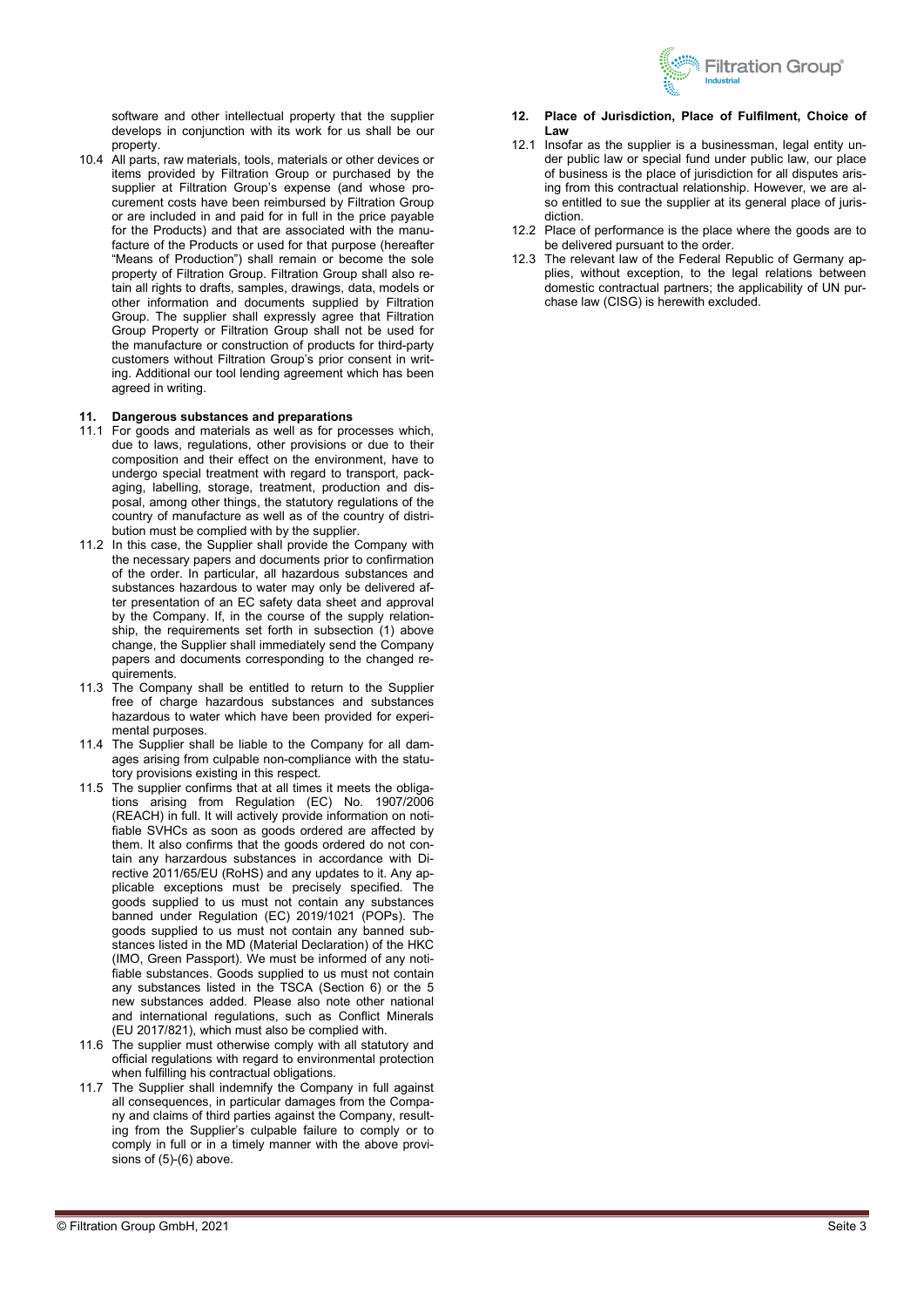software and other intellectual property that the supplier develops in conjunction with its work for us shall be our property.

10.4 All parts, raw materials, tools, materials or other devices or items provided by Filtration Group or purchased by the supplier at Filtration Group's expense (and whose procurement costs have been reimbursed by Filtration Group or are included in and paid for in full in the price payable for the Products) and that are associated with the manufacture of the Products or used for that purpose (hereafter "Means of Production") shall remain or become the sole property of Filtration Group. Filtration Group shall also retain all rights to drafts, samples, drawings, data, models or other information and documents supplied by Filtration Group. The supplier shall expressly agree that Filtration Group Property or Filtration Group shall not be used for the manufacture or construction of products for third-party customers without Filtration Group's prior consent in writing. Additional our tool lending agreement which has been agreed in writing.

## 11. Dangerous substances and preparations

11.1 For goods and materials as well as for processes which, due to laws, regulations, other provisions or due to their composition and their effect on the environment, have to undergo special treatment with regard to transport, packaging, labelling, storage, treatment, production and disposal, among other things, the statutory regulations of the country of manufacture as well as of the country of distribution must be complied with by the supplier.

11.2 In this case, the Supplier shall provide the Company with the necessary papers and documents prior to confirmation of the order. In particular, all hazardous substances and substances hazardous to water may only be delivered after presentation of an EC safety data sheet and approval by the Company. If, in the course of the supply relationship, the requirements set forth in subsection (1) above change, the Supplier shall immediately send the Company papers and documents corresponding to the changed requirements.

11.3 The Company shall be entitled to return to the Supplier free of charge hazardous substances and substances hazardous to water which have been provided for experimental purposes.

11.4 The Supplier shall be liable to the Company for all damages arising from culpable non-compliance with the statutory provisions existing in this respect.

11.5 The supplier confirms that at all times it meets the obligations arising from Regulation (EC) No. 1907/2006 (REACH) in full. It will actively provide information on notifiable SVHCs as soon as goods ordered are affected by them. It also confirms that the goods ordered do not contain any harzardous substances in accordance with Directive 2011/65/EU (RoHS) and any updates to it. Any applicable exceptions must be precisely specified. The goods supplied to us must not contain any substances banned under Regulation (EC) 2019/1021 (POPs). The goods supplied to us must not contain any banned substances listed in the MD (Material Declaration) of the HKC (IMO, Green Passport). We must be informed of any notifiable substances. Goods supplied to us must not contain any substances listed in the TSCA (Section 6) or the 5 new substances added. Please also note other national and international regulations, such as Conflict Minerals (EU 2017/821), which must also be complied with.

11.6 The supplier must otherwise comply with all statutory and official regulations with regard to environmental protection when fulfilling his contractual obligations.

11.7 The Supplier shall indemnify the Company in full against all consequences, in particular damages from the Company and claims of third parties against the Company, resulting from the Supplier's culpable failure to comply or to comply in full or in a timely manner with the above provisions of (5)-(6) above.

## 12. Place of Jurisdiction, Place of Fulfilment, Choice of Law

12.1 Insofar as the supplier is a businessman, legal entity under public law or special fund under public law, our place of business is the place of jurisdiction for all disputes arising from this contractual relationship. However, we are also entitled to sue the supplier at its general place of jurisdiction.

12.2 Place of performance is the place where the goods are to be delivered pursuant to the order.

12.3 The relevant law of the Federal Republic of Germany applies, without exception, to the legal relations between domestic contractual partners; the applicability of UN purchase law (CISG) is herewith excluded.